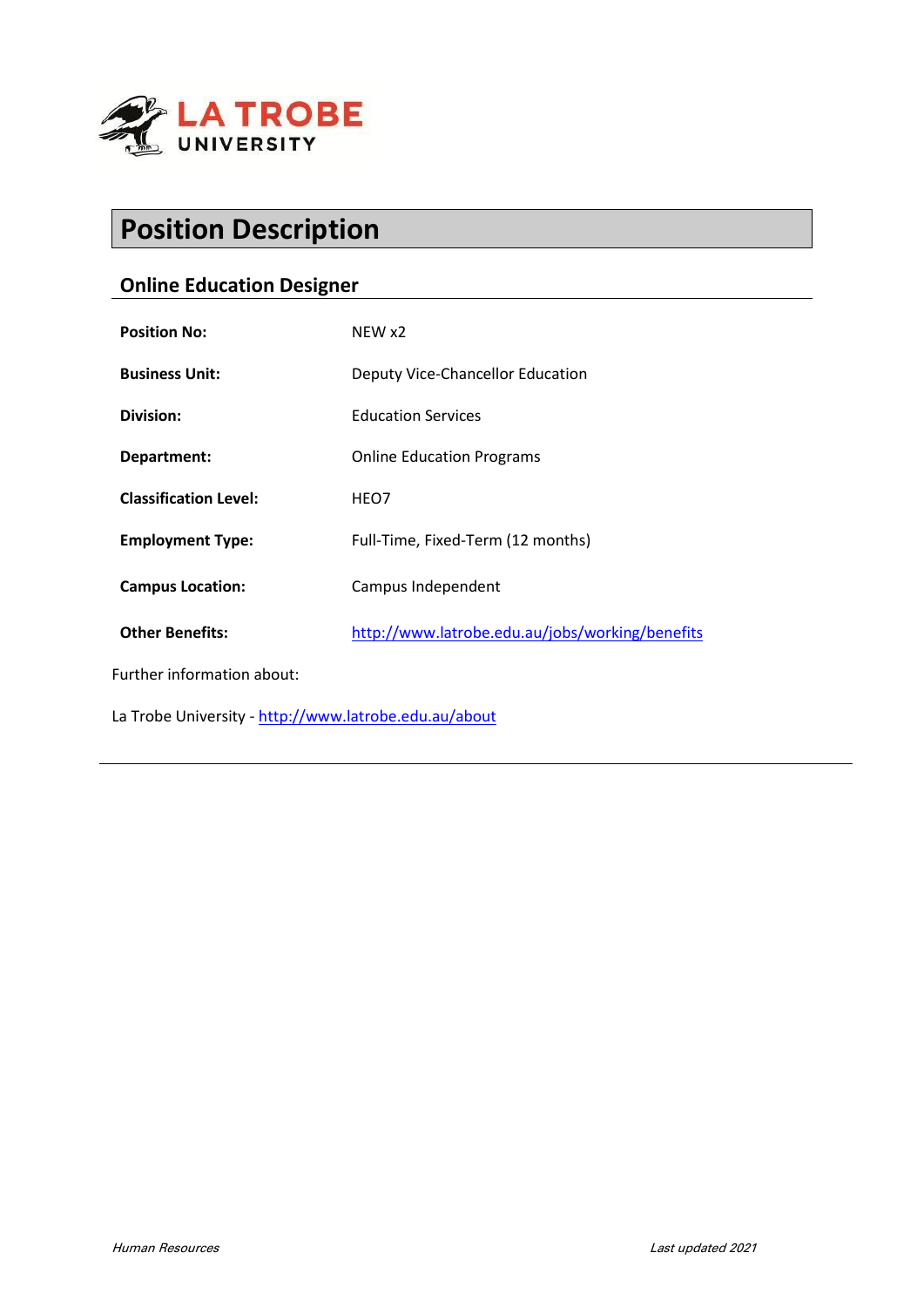# Position Description

## Online Education Designer

| | |
|---|---|
| **Position No:** | NEW x2 |
| **Business Unit:** | Deputy Vice-Chancellor Education |
| **Division:** | Education Services |
| **Department:** | Online Education Programs |
| **Classification Level:** | HEO7 |
| **Employment Type:** | Full-Time, Fixed-Term (12 months) |
| **Campus Location:** | Campus Independent |
| **Other Benefits:** | [http://www.latrobe.edu.au/jobs/working/benefits](http://www.latrobe.edu.au/jobs/working/benefits) |

Further information about:

La Trobe University - [http://www.latrobe.edu.au/about](http://www.latrobe.edu.au/about)

---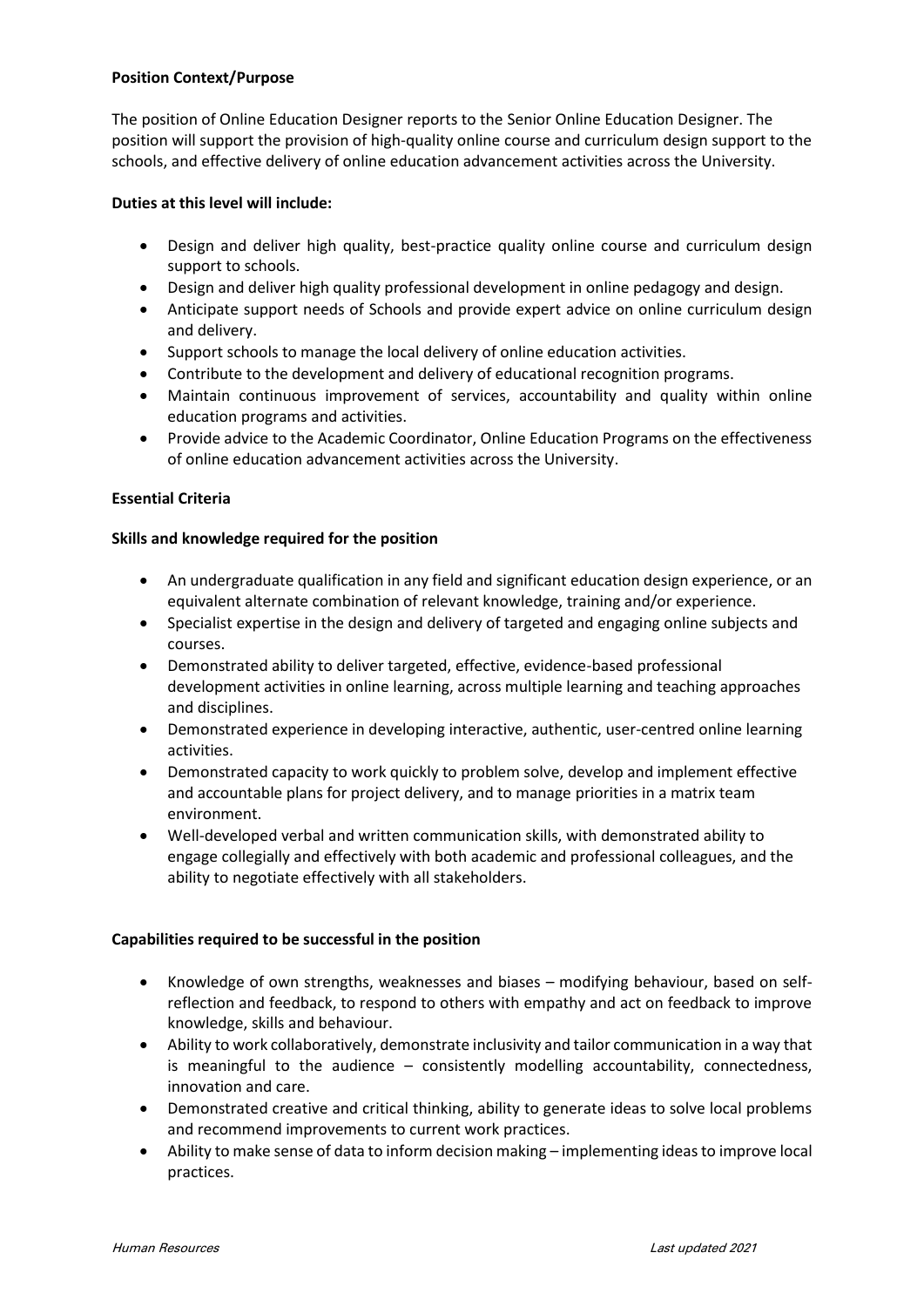**Position Context/Purpose**

The position of Online Education Designer reports to the Senior Online Education Designer. The position will support the provision of high-quality online course and curriculum design support to the schools, and effective delivery of online education advancement activities across the University.

**Duties at this level will include:**

- Design and deliver high quality, best-practice quality online course and curriculum design support to schools.
- Design and deliver high quality professional development in online pedagogy and design.
- Anticipate support needs of Schools and provide expert advice on online curriculum design and delivery.
- Support schools to manage the local delivery of online education activities.
- Contribute to the development and delivery of educational recognition programs.
- Maintain continuous improvement of services, accountability and quality within online education programs and activities.
- Provide advice to the Academic Coordinator, Online Education Programs on the effectiveness of online education advancement activities across the University.

**Essential Criteria**

**Skills and knowledge required for the position**

- An undergraduate qualification in any field and significant education design experience, or an equivalent alternate combination of relevant knowledge, training and/or experience.
- Specialist expertise in the design and delivery of targeted and engaging online subjects and courses.
- Demonstrated ability to deliver targeted, effective, evidence-based professional development activities in online learning, across multiple learning and teaching approaches and disciplines.
- Demonstrated experience in developing interactive, authentic, user-centred online learning activities.
- Demonstrated capacity to work quickly to problem solve, develop and implement effective and accountable plans for project delivery, and to manage priorities in a matrix team environment.
- Well-developed verbal and written communication skills, with demonstrated ability to engage collegially and effectively with both academic and professional colleagues, and the ability to negotiate effectively with all stakeholders.

**Capabilities required to be successful in the position**

- Knowledge of own strengths, weaknesses and biases – modifying behaviour, based on self-reflection and feedback, to respond to others with empathy and act on feedback to improve knowledge, skills and behaviour.
- Ability to work collaboratively, demonstrate inclusivity and tailor communication in a way that is meaningful to the audience – consistently modelling accountability, connectedness, innovation and care.
- Demonstrated creative and critical thinking, ability to generate ideas to solve local problems and recommend improvements to current work practices.
- Ability to make sense of data to inform decision making – implementing ideas to improve local practices.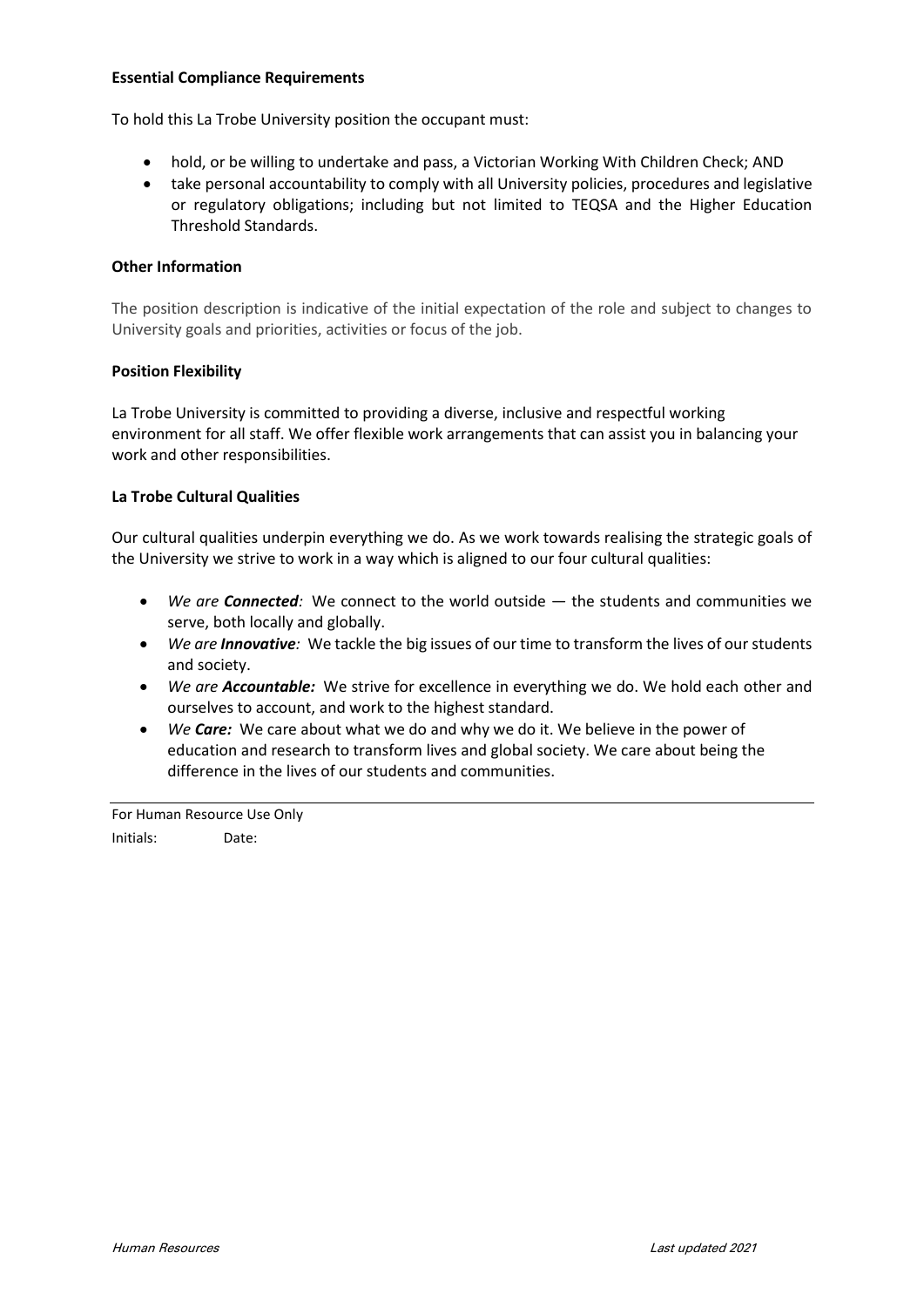**Essential Compliance Requirements**

To hold this La Trobe University position the occupant must:

- hold, or be willing to undertake and pass, a Victorian Working With Children Check; AND
- take personal accountability to comply with all University policies, procedures and legislative or regulatory obligations; including but not limited to TEQSA and the Higher Education Threshold Standards.

**Other Information**

The position description is indicative of the initial expectation of the role and subject to changes to University goals and priorities, activities or focus of the job.

**Position Flexibility**

La Trobe University is committed to providing a diverse, inclusive and respectful working environment for all staff. We offer flexible work arrangements that can assist you in balancing your work and other responsibilities.

**La Trobe Cultural Qualities**

Our cultural qualities underpin everything we do. As we work towards realising the strategic goals of the University we strive to work in a way which is aligned to our four cultural qualities:

- *We are **Connected**:* We connect to the world outside — the students and communities we serve, both locally and globally.
- *We are **Innovative**:* We tackle the big issues of our time to transform the lives of our students and society.
- *We are **Accountable:*** We strive for excellence in everything we do. We hold each other and ourselves to account, and work to the highest standard.
- *We **Care:*** We care about what we do and why we do it. We believe in the power of education and research to transform lives and global society. We care about being the difference in the lives of our students and communities.

---

For Human Resource Use Only

Initials: Date: